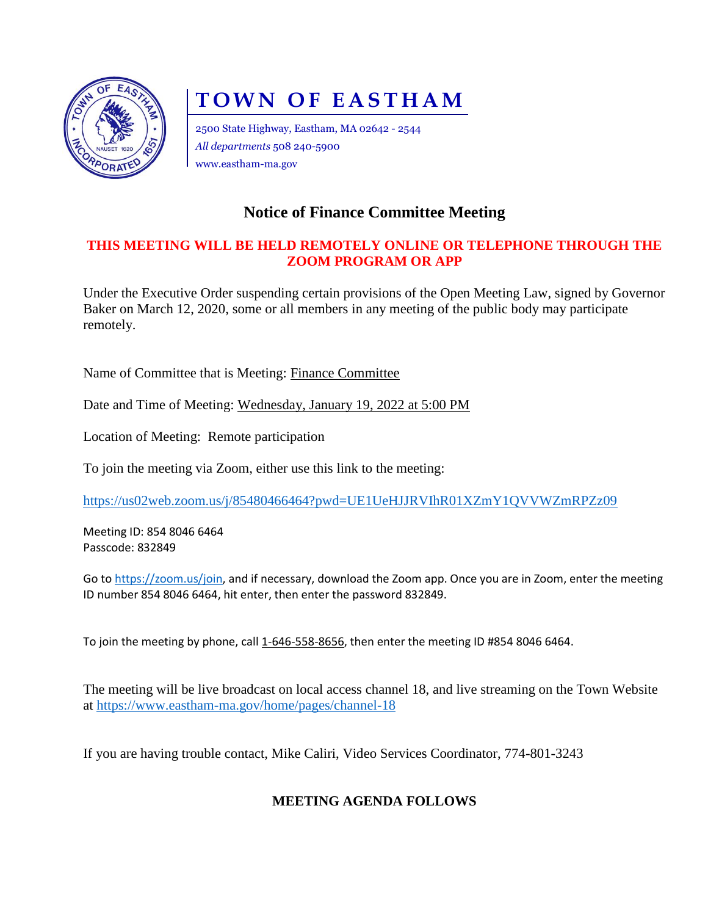# TOWN OF EASTHAM

2500 State Highway, Eastham, MA 02642 - 2544
*All departments* 508 240-5900
www.eastham-ma.gov

## Notice of Finance Committee Meeting

**THIS MEETING WILL BE HELD REMOTELY ONLINE OR TELEPHONE THROUGH THE ZOOM PROGRAM OR APP**

Under the Executive Order suspending certain provisions of the Open Meeting Law, signed by Governor Baker on March 12, 2020, some or all members in any meeting of the public body may participate remotely.

Name of Committee that is Meeting: Finance Committee

Date and Time of Meeting: Wednesday, January 19, 2022 at 5:00 PM

Location of Meeting: Remote participation

To join the meeting via Zoom, either use this link to the meeting:

https://us02web.zoom.us/j/85480466464?pwd=UE1UeHJJRVIhR01XZmY1QVVWZmRPZz09

Meeting ID: 854 8046 6464
Passcode: 832849

Go to https://zoom.us/join, and if necessary, download the Zoom app. Once you are in Zoom, enter the meeting ID number 854 8046 6464, hit enter, then enter the password 832849.

To join the meeting by phone, call 1-646-558-8656, then enter the meeting ID #854 8046 6464.

The meeting will be live broadcast on local access channel 18, and live streaming on the Town Website at https://www.eastham-ma.gov/home/pages/channel-18

If you are having trouble contact, Mike Caliri, Video Services Coordinator, 774-801-3243

**MEETING AGENDA FOLLOWS**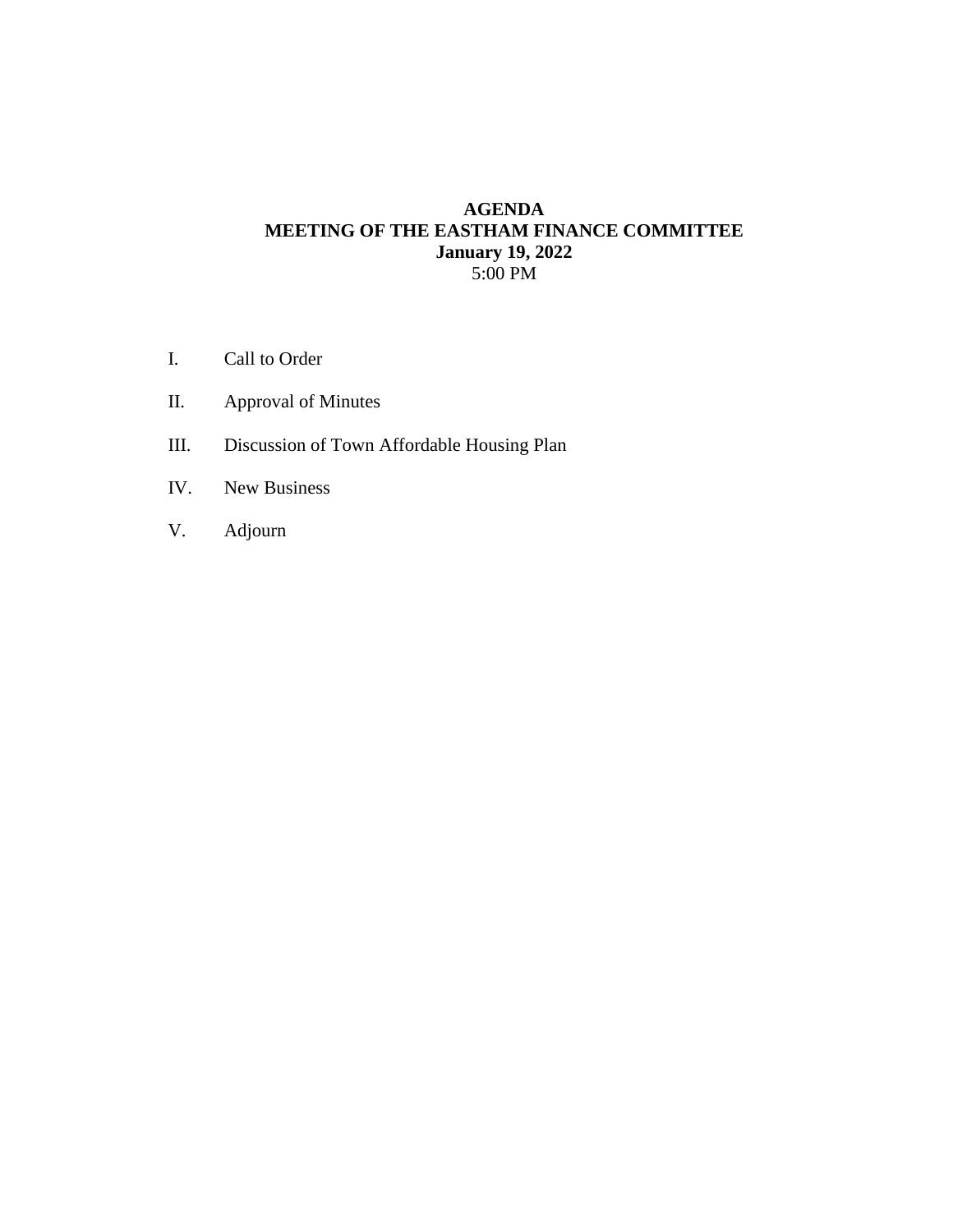**AGENDA**
**MEETING OF THE EASTHAM FINANCE COMMITTEE**
**January 19, 2022**
5:00 PM

I. Call to Order

II. Approval of Minutes

III. Discussion of Town Affordable Housing Plan

IV. New Business

V. Adjourn